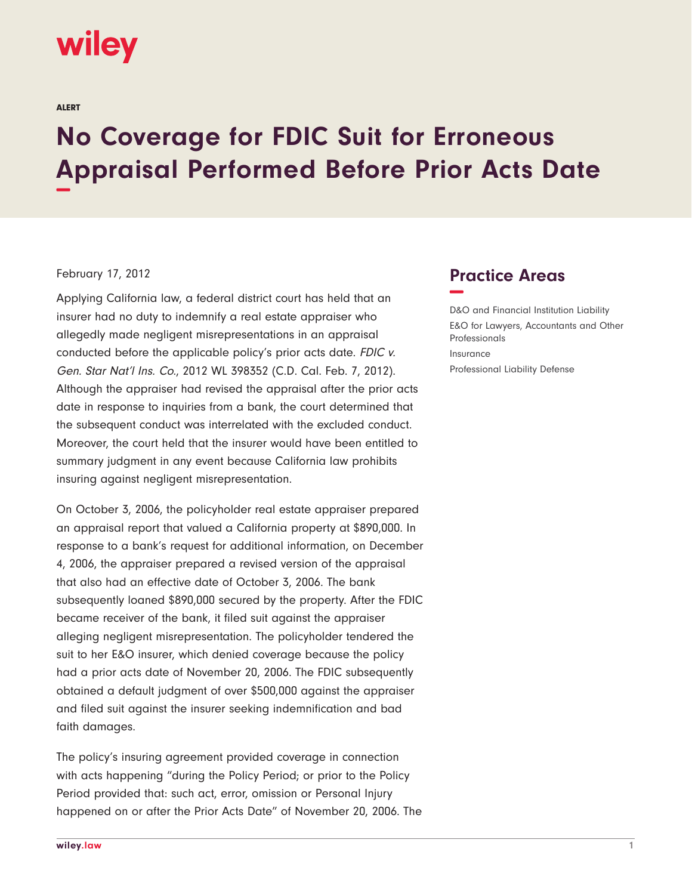wiley

ALERT

# No Coverage for FDIC Suit for Erroneous Appraisal Performed Before Prior Acts Date

February 17, 2012

Applying California law, a federal district court has held that an insurer had no duty to indemnify a real estate appraiser who allegedly made negligent misrepresentations in an appraisal conducted before the applicable policy's prior acts date. *FDIC v. Gen. Star Nat'l Ins. Co.*, 2012 WL 398352 (C.D. Cal. Feb. 7, 2012). Although the appraiser had revised the appraisal after the prior acts date in response to inquiries from a bank, the court determined that the subsequent conduct was interrelated with the excluded conduct. Moreover, the court held that the insurer would have been entitled to summary judgment in any event because California law prohibits insuring against negligent misrepresentation.

On October 3, 2006, the policyholder real estate appraiser prepared an appraisal report that valued a California property at $890,000. In response to a bank's request for additional information, on December 4, 2006, the appraiser prepared a revised version of the appraisal that also had an effective date of October 3, 2006. The bank subsequently loaned $890,000 secured by the property. After the FDIC became receiver of the bank, it filed suit against the appraiser alleging negligent misrepresentation. The policyholder tendered the suit to her E&O insurer, which denied coverage because the policy had a prior acts date of November 20, 2006. The FDIC subsequently obtained a default judgment of over $500,000 against the appraiser and filed suit against the insurer seeking indemnification and bad faith damages.

The policy's insuring agreement provided coverage in connection with acts happening "during the Policy Period; or prior to the Policy Period provided that: such act, error, omission or Personal Injury happened on or after the Prior Acts Date" of November 20, 2006. The

## Practice Areas

D&O and Financial Institution Liability

E&O for Lawyers, Accountants and Other Professionals

Insurance

Professional Liability Defense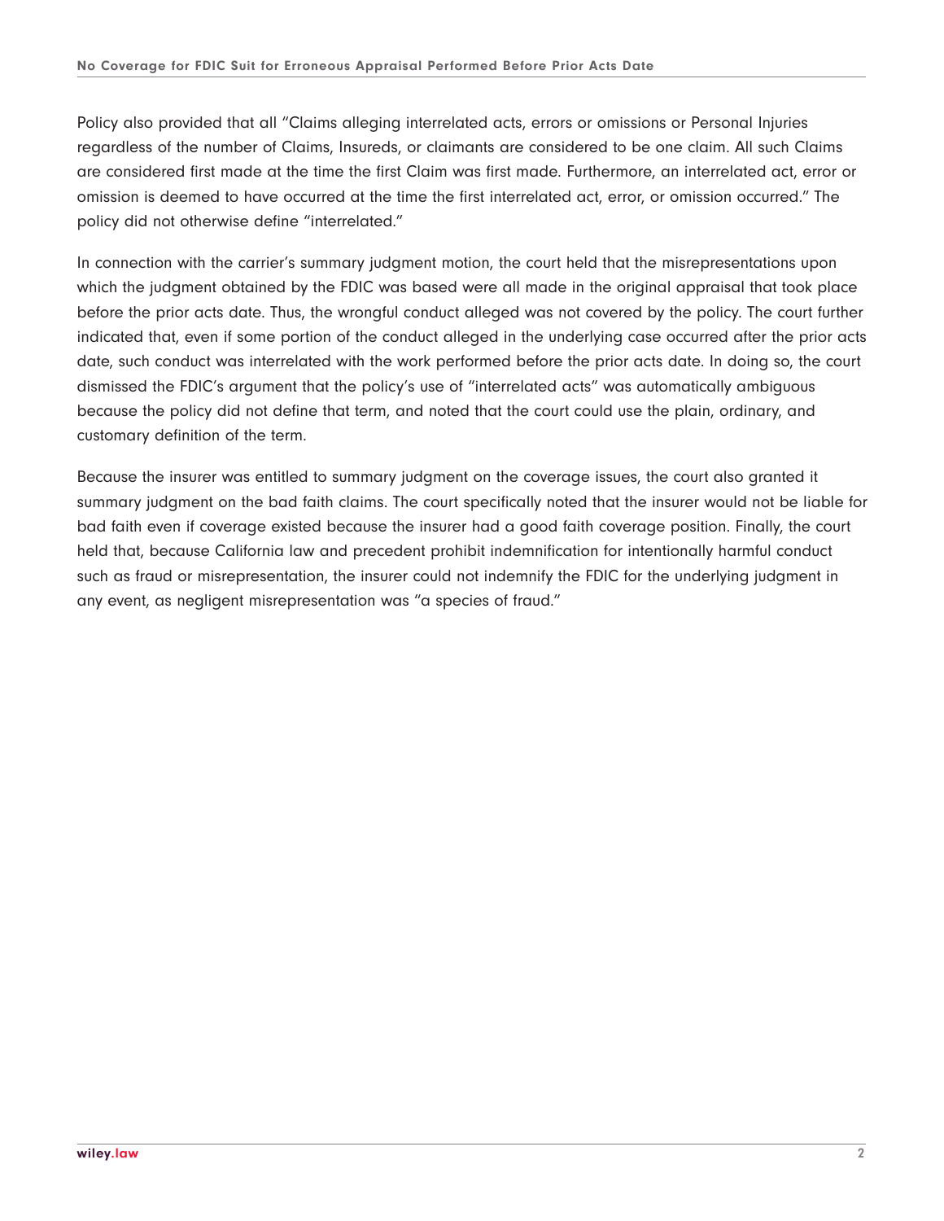Policy also provided that all "Claims alleging interrelated acts, errors or omissions or Personal Injuries regardless of the number of Claims, Insureds, or claimants are considered to be one claim. All such Claims are considered first made at the time the first Claim was first made. Furthermore, an interrelated act, error or omission is deemed to have occurred at the time the first interrelated act, error, or omission occurred." The policy did not otherwise define "interrelated."

In connection with the carrier's summary judgment motion, the court held that the misrepresentations upon which the judgment obtained by the FDIC was based were all made in the original appraisal that took place before the prior acts date. Thus, the wrongful conduct alleged was not covered by the policy. The court further indicated that, even if some portion of the conduct alleged in the underlying case occurred after the prior acts date, such conduct was interrelated with the work performed before the prior acts date. In doing so, the court dismissed the FDIC's argument that the policy's use of "interrelated acts" was automatically ambiguous because the policy did not define that term, and noted that the court could use the plain, ordinary, and customary definition of the term.

Because the insurer was entitled to summary judgment on the coverage issues, the court also granted it summary judgment on the bad faith claims. The court specifically noted that the insurer would not be liable for bad faith even if coverage existed because the insurer had a good faith coverage position. Finally, the court held that, because California law and precedent prohibit indemnification for intentionally harmful conduct such as fraud or misrepresentation, the insurer could not indemnify the FDIC for the underlying judgment in any event, as negligent misrepresentation was "a species of fraud."